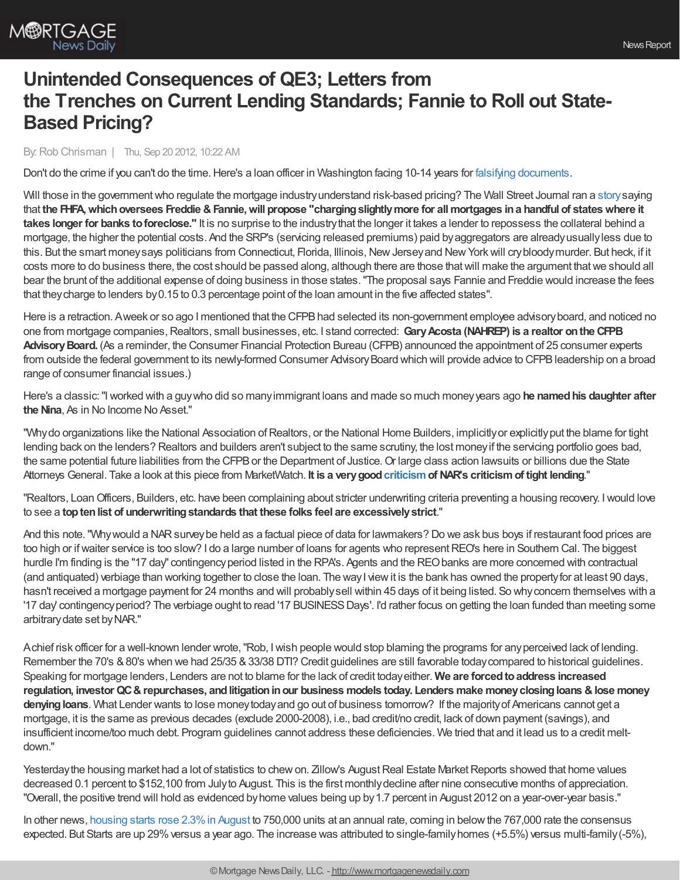# Unintended Consequences of QE3; Letters from the Trenches on Current Lending Standards; Fannie to Roll out State-Based Pricing?

By: Rob Chrisman | Thu, Sep 20 2012, 10:22 AM

Don't do the crime if you can't do the time. Here's a loan officer in Washington facing 10-14 years for falsifying documents.

Will those in the government who regulate the mortgage industry understand risk-based pricing? The Wall Street Journal ran a story saying that **the FHFA, which oversees Freddie & Fannie, will propose "charging slightly more for all mortgages in a handful of states where it takes longer for banks to foreclose."** It is no surprise to the industry that the longer it takes a lender to repossess the collateral behind a mortgage, the higher the potential costs. And the SRP's (servicing released premiums) paid by aggregators are already usually less due to this. But the smart money says politicians from Connecticut, Florida, Illinois, New Jersey and New York will cry bloody murder. But heck, if it costs more to do business there, the cost should be passed along, although there are those that will make the argument that we should all bear the brunt of the additional expense of doing business in those states. "The proposal says Fannie and Freddie would increase the fees that they charge to lenders by 0.15 to 0.3 percentage point of the loan amount in the five affected states".

Here is a retraction. A week or so ago I mentioned that the CFPB had selected its non-government employee advisory board, and noticed no one from mortgage companies, Realtors, small businesses, etc. I stand corrected: **Gary Acosta (NAHREP) is a realtor on the CFPB Advisory Board.** (As a reminder, the Consumer Financial Protection Bureau (CFPB) announced the appointment of 25 consumer experts from outside the federal government to its newly-formed Consumer Advisory Board which will provide advice to CFPB leadership on a broad range of consumer financial issues.)

Here's a classic: "I worked with a guy who did so many immigrant loans and made so much money years ago **he named his daughter after the Nina**, As in No Income No Asset."

"Why do organizations like the National Association of Realtors, or the National Home Builders, implicitly or explicitly put the blame for tight lending back on the lenders? Realtors and builders aren't subject to the same scrutiny, the lost money if the servicing portfolio goes bad, the same potential future liabilities from the CFPB or the Department of Justice. Or large class action lawsuits or billions due the State Attorneys General. Take a look at this piece from MarketWatch. **It is a very good criticism of NAR's criticism of tight lending**."

"Realtors, Loan Officers, Builders, etc. have been complaining about stricter underwriting criteria preventing a housing recovery. I would love to see a **top ten list of underwriting standards that these folks feel are excessively strict**."

And this note. "Why would a NAR survey be held as a factual piece of data for lawmakers? Do we ask bus boys if restaurant food prices are too high or if waiter service is too slow? I do a large number of loans for agents who represent REO's here in Southern Cal. The biggest hurdle I'm finding is the "17 day" contingency period listed in the RPA's. Agents and the REO banks are more concerned with contractual (and antiquated) verbiage than working together to close the loan. The way I view it is the bank has owned the property for at least 90 days, hasn't received a mortgage payment for 24 months and will probably sell within 45 days of it being listed. So why concern themselves with a '17 day' contingency period? The verbiage ought to read '17 BUSINESS Days'. I'd rather focus on getting the loan funded than meeting some arbitrary date set by NAR."

A chief risk officer for a well-known lender wrote, "Rob, I wish people would stop blaming the programs for any perceived lack of lending. Remember the 70's & 80's when we had 25/35 & 33/38 DTI? Credit guidelines are still favorable today compared to historical guidelines. Speaking for mortgage lenders, Lenders are not to blame for the lack of credit today either. **We are forced to address increased regulation, investor QC & repurchases, and litigation in our business models today. Lenders make money closing loans & lose money denying loans**. What Lender wants to lose money today and go out of business tomorrow? If the majority of Americans cannot get a mortgage, it is the same as previous decades (exclude 2000-2008), i.e., bad credit/no credit, lack of down payment (savings), and insufficient income/too much debt. Program guidelines cannot address these deficiencies. We tried that and it lead us to a credit melt-down."

Yesterday the housing market had a lot of statistics to chew on. Zillow's August Real Estate Market Reports showed that home values decreased 0.1 percent to $152,100 from July to August. This is the first monthly decline after nine consecutive months of appreciation. "Overall, the positive trend will hold as evidenced by home values being up by 1.7 percent in August 2012 on a year-over-year basis."

In other news, housing starts rose 2.3% in August to 750,000 units at an annual rate, coming in below the 767,000 rate the consensus expected. But Starts are up 29% versus a year ago. The increase was attributed to single-family homes (+5.5%) versus multi-family (-5%),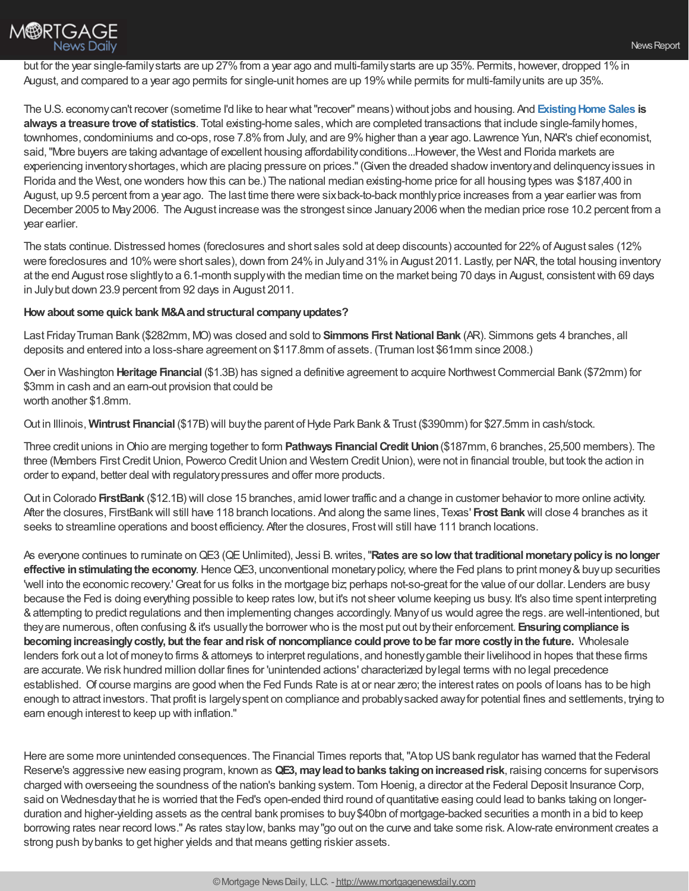but for the year single-family starts are up 27% from a year ago and multi-family starts are up 35%. Permits, however, dropped 1% in August, and compared to a year ago permits for single-unit homes are up 19% while permits for multi-family units are up 35%.

The U.S. economy can't recover (sometime I'd like to hear what "recover" means) without jobs and housing. And **Existing Home Sales is always a treasure trove of statistics**. Total existing-home sales, which are completed transactions that include single-family homes, townhomes, condominiums and co-ops, rose 7.8% from July, and are 9% higher than a year ago. Lawrence Yun, NAR's chief economist, said, "More buyers are taking advantage of excellent housing affordability conditions...However, the West and Florida markets are experiencing inventory shortages, which are placing pressure on prices." (Given the dreaded shadow inventory and delinquency issues in Florida and the West, one wonders how this can be.) The national median existing-home price for all housing types was $187,400 in August, up 9.5 percent from a year ago. The last time there were six back-to-back monthly price increases from a year earlier was from December 2005 to May 2006. The August increase was the strongest since January 2006 when the median price rose 10.2 percent from a year earlier.

The stats continue. Distressed homes (foreclosures and short sales sold at deep discounts) accounted for 22% of August sales (12% were foreclosures and 10% were short sales), down from 24% in July and 31% in August 2011. Lastly, per NAR, the total housing inventory at the end August rose slightly to a 6.1-month supply with the median time on the market being 70 days in August, consistent with 69 days in July but down 23.9 percent from 92 days in August 2011.

**How about some quick bank M&A and structural company updates?**

Last Friday Truman Bank ($282mm, MO) was closed and sold to **Simmons First National Bank** (AR). Simmons gets 4 branches, all deposits and entered into a loss-share agreement on $117.8mm of assets. (Truman lost $61mm since 2008.)

Over in Washington **Heritage Financial** ($1.3B) has signed a definitive agreement to acquire Northwest Commercial Bank ($72mm) for $3mm in cash and an earn-out provision that could be
worth another $1.8mm.

Out in Illinois, **Wintrust Financial** ($17B) will buy the parent of Hyde Park Bank & Trust ($390mm) for $27.5mm in cash/stock.

Three credit unions in Ohio are merging together to form **Pathways Financial Credit Union** ($187mm, 6 branches, 25,500 members). The three (Members First Credit Union, Powerco Credit Union and Western Credit Union), were not in financial trouble, but took the action in order to expand, better deal with regulatory pressures and offer more products.

Out in Colorado **FirstBank** ($12.1B) will close 15 branches, amid lower traffic and a change in customer behavior to more online activity. After the closures, FirstBank will still have 118 branch locations. And along the same lines, Texas' **Frost Bank** will close 4 branches as it seeks to streamline operations and boost efficiency. After the closures, Frost will still have 111 branch locations.

As everyone continues to ruminate on QE3 (QE Unlimited), Jessi B. writes, "**Rates are so low that traditional monetary policy is no longer effective in stimulating the economy**. Hence QE3, unconventional monetary policy, where the Fed plans to print money & buy up securities 'well into the economic recovery.' Great for us folks in the mortgage biz; perhaps not-so-great for the value of our dollar. Lenders are busy because the Fed is doing everything possible to keep rates low, but it's not sheer volume keeping us busy. It's also time spent interpreting & attempting to predict regulations and then implementing changes accordingly. Many of us would agree the regs. are well-intentioned, but they are numerous, often confusing & it's usually the borrower who is the most put out by their enforcement. **Ensuring compliance is becoming increasingly costly, but the fear and risk of noncompliance could prove to be far more costly in the future.** Wholesale lenders fork out a lot of money to firms & attorneys to interpret regulations, and honestly gamble their livelihood in hopes that these firms are accurate. We risk hundred million dollar fines for 'unintended actions' characterized by legal terms with no legal precedence established. Of course margins are good when the Fed Funds Rate is at or near zero; the interest rates on pools of loans has to be high enough to attract investors. That profit is largely spent on compliance and probably sacked away for potential fines and settlements, trying to earn enough interest to keep up with inflation."

Here are some more unintended consequences. The Financial Times reports that, "A top US bank regulator has warned that the Federal Reserve's aggressive new easing program, known as **QE3, may lead to banks taking on increased risk**, raising concerns for supervisors charged with overseeing the soundness of the nation's banking system. Tom Hoenig, a director at the Federal Deposit Insurance Corp, said on Wednesday that he is worried that the Fed's open-ended third round of quantitative easing could lead to banks taking on longer-duration and higher-yielding assets as the central bank promises to buy $40bn of mortgage-backed securities a month in a bid to keep borrowing rates near record lows." As rates stay low, banks may "go out on the curve and take some risk. A low-rate environment creates a strong push by banks to get higher yields and that means getting riskier assets.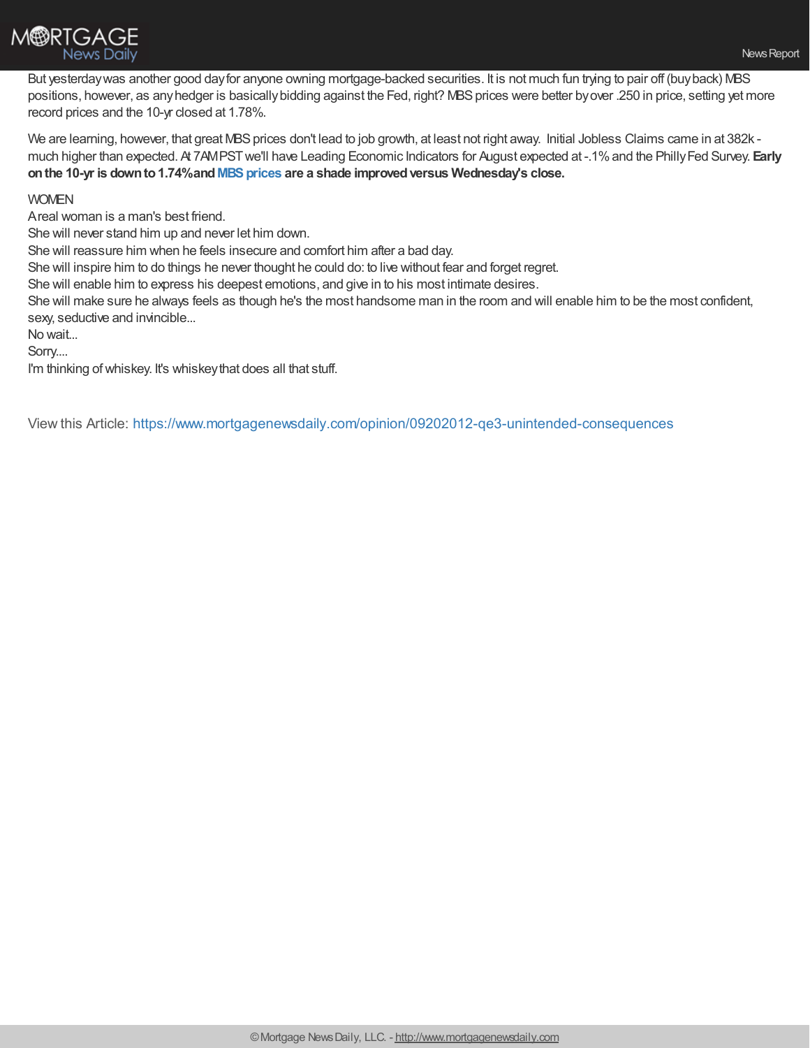But yesterday was another good day for anyone owning mortgage-backed securities. It is not much fun trying to pair off (buy back) MBS positions, however, as any hedger is basically bidding against the Fed, right? MBS prices were better by over .250 in price, setting yet more record prices and the 10-yr closed at 1.78%.

We are learning, however, that great MBS prices don't lead to job growth, at least not right away. Initial Jobless Claims came in at 382k - much higher than expected. At 7AM PST we'll have Leading Economic Indicators for August expected at -.1% and the Philly Fed Survey. **Early on the 10-yr is down to 1.74% and MBS prices are a shade improved versus Wednesday's close.**

WOMEN
A real woman is a man's best friend.
She will never stand him up and never let him down.
She will reassure him when he feels insecure and comfort him after a bad day.
She will inspire him to do things he never thought he could do: to live without fear and forget regret.
She will enable him to express his deepest emotions, and give in to his most intimate desires.
She will make sure he always feels as though he's the most handsome man in the room and will enable him to be the most confident, sexy, seductive and invincible...
No wait...
Sorry....
I'm thinking of whiskey. It's whiskey that does all that stuff.

View this Article: https://www.mortgagenewsdaily.com/opinion/09202012-qe3-unintended-consequences